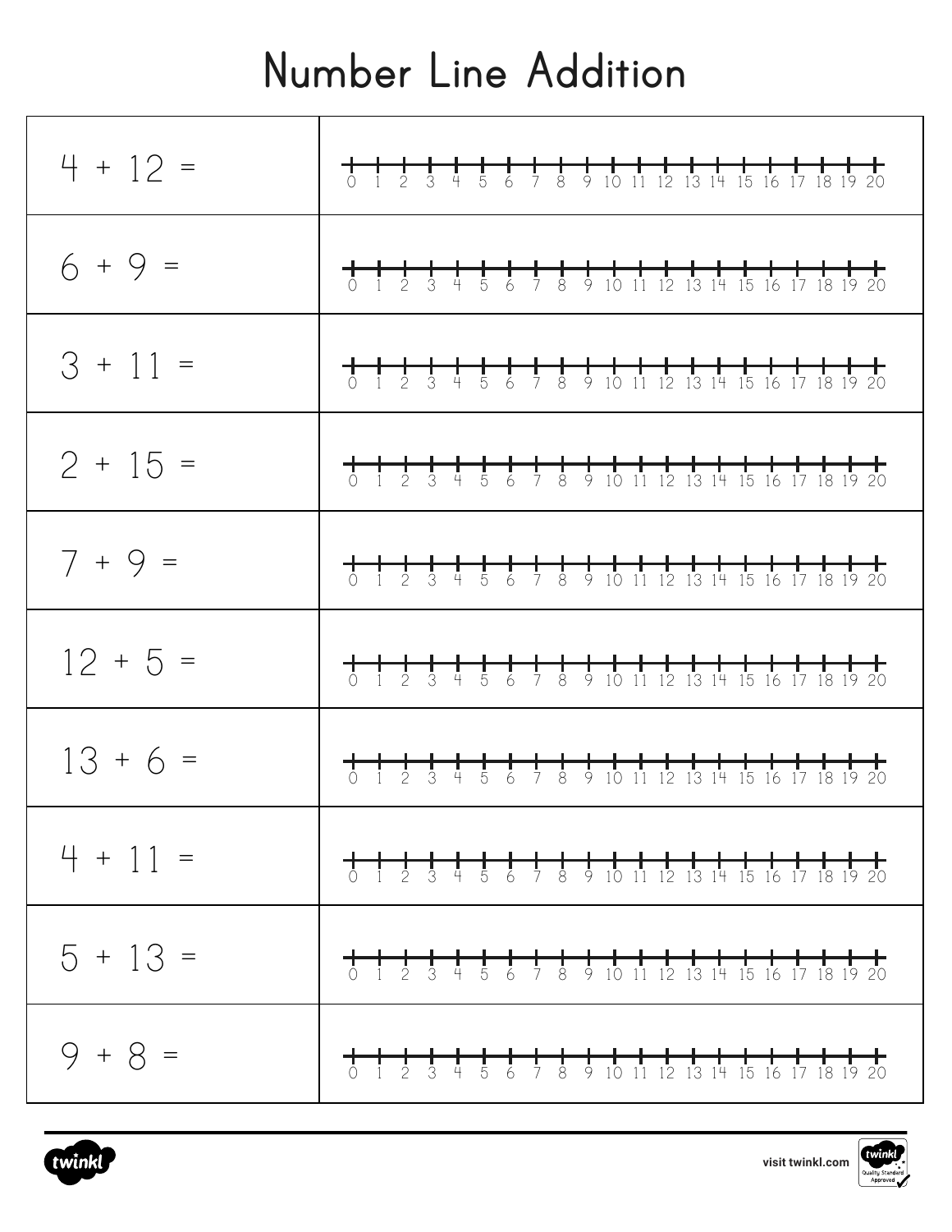# Number Line Addition

| | |
|---|---|
| $4 + 12 =$ | 0 1 2 3 4 5 6 7 8 9 10 11 12 13 14 15 16 17 18 19 20 |
| $6 + 9 =$ | 0 1 2 3 4 5 6 7 8 9 10 11 12 13 14 15 16 17 18 19 20 |
| $3 + 11 =$ | 0 1 2 3 4 5 6 7 8 9 10 11 12 13 14 15 16 17 18 19 20 |
| $2 + 15 =$ | 0 1 2 3 4 5 6 7 8 9 10 11 12 13 14 15 16 17 18 19 20 |
| $7 + 9 =$ | 0 1 2 3 4 5 6 7 8 9 10 11 12 13 14 15 16 17 18 19 20 |
| $12 + 5 =$ | 0 1 2 3 4 5 6 7 8 9 10 11 12 13 14 15 16 17 18 19 20 |
| $13 + 6 =$ | 0 1 2 3 4 5 6 7 8 9 10 11 12 13 14 15 16 17 18 19 20 |
| $4 + 11 =$ | 0 1 2 3 4 5 6 7 8 9 10 11 12 13 14 15 16 17 18 19 20 |
| $5 + 13 =$ | 0 1 2 3 4 5 6 7 8 9 10 11 12 13 14 15 16 17 18 19 20 |
| $9 + 8 =$ | 0 1 2 3 4 5 6 7 8 9 10 11 12 13 14 15 16 17 18 19 20 |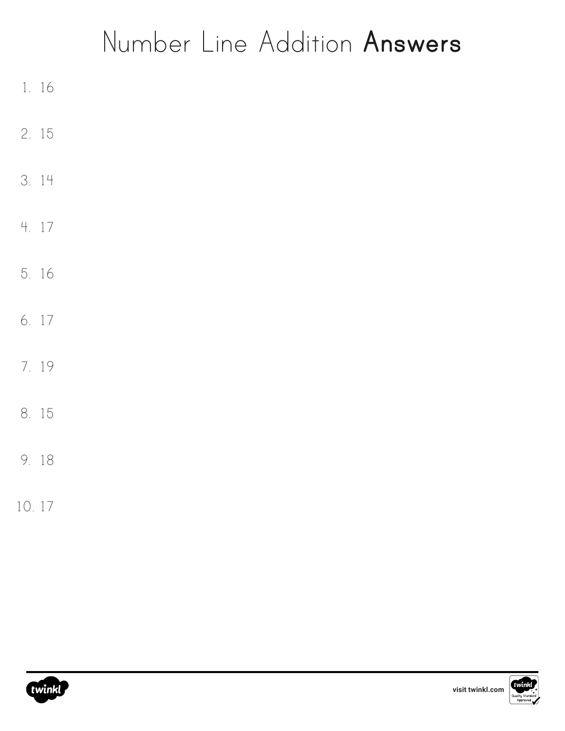# Number Line Addition **Answers**

1. 16
2. 15
3. 14
4. 17
5. 16
6. 17
7. 19
8. 15
9. 18
10. 17